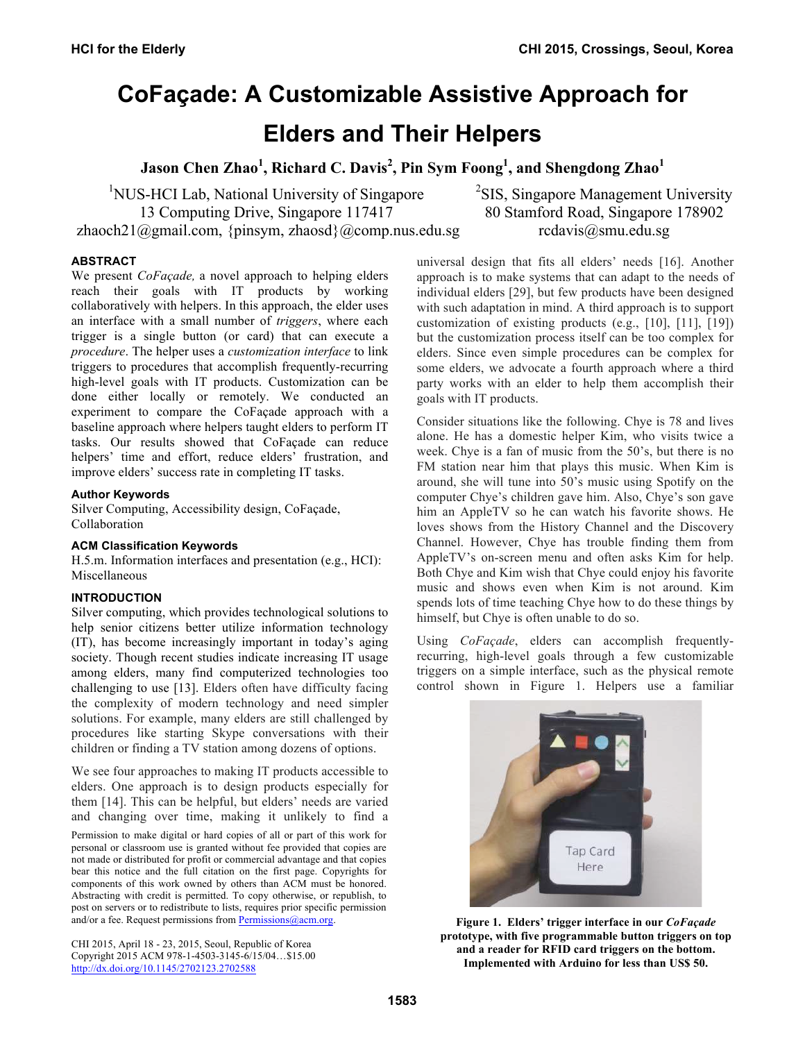# CoFaçade: A Customizable Assistive Approach for Elders and Their Helpers

**Jason Chen Zhao[1], Richard C. Davis[2], Pin Sym Foong[1], and Shengdong Zhao[1]**

[1]NUS-HCI Lab, National University of Singapore
13 Computing Drive, Singapore 117417
zhaoch21@gmail.com, {pinsym, zhaosd}@comp.nus.edu.sg

[2]SIS, Singapore Management University
80 Stamford Road, Singapore 178902
rcdavis@smu.edu.sg

## ABSTRACT

We present *CoFaçade,* a novel approach to helping elders reach their goals with IT products by working collaboratively with helpers. In this approach, the elder uses an interface with a small number of *triggers*, where each trigger is a single button (or card) that can execute a *procedure*. The helper uses a *customization interface* to link triggers to procedures that accomplish frequently-recurring high-level goals with IT products. Customization can be done either locally or remotely. We conducted an experiment to compare the CoFaçade approach with a baseline approach where helpers taught elders to perform IT tasks. Our results showed that CoFaçade can reduce helpers' time and effort, reduce elders' frustration, and improve elders' success rate in completing IT tasks.

### Author Keywords

Silver Computing, Accessibility design, CoFaçade, Collaboration

### ACM Classification Keywords

H.5.m. Information interfaces and presentation (e.g., HCI): Miscellaneous

## INTRODUCTION

Silver computing, which provides technological solutions to help senior citizens better utilize information technology (IT), has become increasingly important in today's aging society. Though recent studies indicate increasing IT usage among elders, many find computerized technologies too challenging to use [13]. Elders often have difficulty facing the complexity of modern technology and need simpler solutions. For example, many elders are still challenged by procedures like starting Skype conversations with their children or finding a TV station among dozens of options.

We see four approaches to making IT products accessible to elders. One approach is to design products especially for them [14]. This can be helpful, but elders' needs are varied and changing over time, making it unlikely to find a universal design that fits all elders' needs [16]. Another approach is to make systems that can adapt to the needs of individual elders [29], but few products have been designed with such adaptation in mind. A third approach is to support customization of existing products (e.g., [10], [11], [19]) but the customization process itself can be too complex for elders. Since even simple procedures can be too complex for some elders, we advocate a fourth approach where a third party works with an elder to help them accomplish their goals with IT products.

Consider situations like the following. Chye is 78 and lives alone. He has a domestic helper Kim, who visits twice a week. Chye is a fan of music from the 50's, but there is no FM station near him that plays this music. When Kim is around, she will tune into 50's music using Spotify on the computer Chye's children gave him. Also, Chye's son gave him an AppleTV so he can watch his favorite shows. He loves shows from the History Channel and the Discovery Channel. However, Chye has trouble finding them from AppleTV's on-screen menu and often asks Kim for help. Both Chye and Kim wish that Chye could enjoy his favorite music and shows even when Kim is not around. Kim spends lots of time teaching Chye how to do these things by himself, but Chye is often unable to do so.

Using *CoFaçade*, elders can accomplish frequently-recurring, high-level goals through a few customizable triggers on a simple interface, such as the physical remote control shown in Figure 1. Helpers use a familiar

**Figure 1. Elders' trigger interface in our *CoFaçade* prototype, with five programmable button triggers on top and a reader for RFID card triggers on the bottom. Implemented with Arduino for less than US$ 50.**

Permission to make digital or hard copies of all or part of this work for personal or classroom use is granted without fee provided that copies are not made or distributed for profit or commercial advantage and that copies bear this notice and the full citation on the first page. Copyrights for components of this work owned by others than ACM must be honored. Abstracting with credit is permitted. To copy otherwise, or republish, to post on servers or to redistribute to lists, requires prior specific permission and/or a fee. Request permissions from Permissions@acm.org.

CHI 2015, April 18 - 23, 2015, Seoul, Republic of Korea
Copyright 2015 ACM 978-1-4503-3145-6/15/04…$15.00
http://dx.doi.org/10.1145/2702123.2702588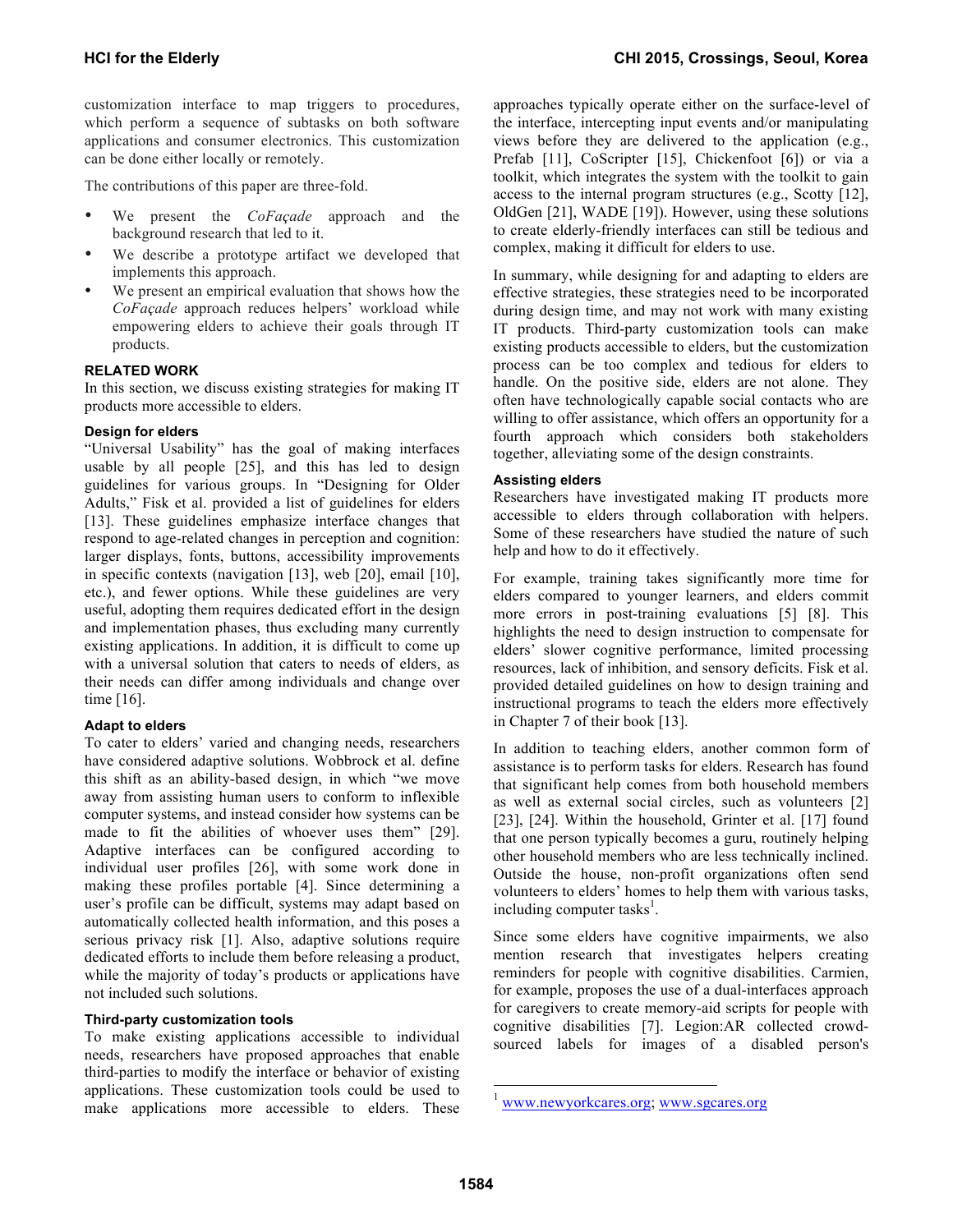customization interface to map triggers to procedures, which perform a sequence of subtasks on both software applications and consumer electronics. This customization can be done either locally or remotely.

The contributions of this paper are three-fold.

- We present the *CoFaçade* approach and the background research that led to it.
- We describe a prototype artifact we developed that implements this approach.
- We present an empirical evaluation that shows how the *CoFaçade* approach reduces helpers' workload while empowering elders to achieve their goals through IT products.

## RELATED WORK

In this section, we discuss existing strategies for making IT products more accessible to elders.

### Design for elders

"Universal Usability" has the goal of making interfaces usable by all people [25], and this has led to design guidelines for various groups. In "Designing for Older Adults," Fisk et al. provided a list of guidelines for elders [13]. These guidelines emphasize interface changes that respond to age-related changes in perception and cognition: larger displays, fonts, buttons, accessibility improvements in specific contexts (navigation [13], web [20], email [10], etc.), and fewer options. While these guidelines are very useful, adopting them requires dedicated effort in the design and implementation phases, thus excluding many currently existing applications. In addition, it is difficult to come up with a universal solution that caters to needs of elders, as their needs can differ among individuals and change over time [16].

### Adapt to elders

To cater to elders' varied and changing needs, researchers have considered adaptive solutions. Wobbrock et al. define this shift as an ability-based design, in which "we move away from assisting human users to conform to inflexible computer systems, and instead consider how systems can be made to fit the abilities of whoever uses them" [29]. Adaptive interfaces can be configured according to individual user profiles [26], with some work done in making these profiles portable [4]. Since determining a user's profile can be difficult, systems may adapt based on automatically collected health information, and this poses a serious privacy risk [1]. Also, adaptive solutions require dedicated efforts to include them before releasing a product, while the majority of today's products or applications have not included such solutions.

### Third-party customization tools

To make existing applications accessible to individual needs, researchers have proposed approaches that enable third-parties to modify the interface or behavior of existing applications. These customization tools could be used to make applications more accessible to elders. These approaches typically operate either on the surface-level of the interface, intercepting input events and/or manipulating views before they are delivered to the application (e.g., Prefab [11], CoScripter [15], Chickenfoot [6]) or via a toolkit, which integrates the system with the toolkit to gain access to the internal program structures (e.g., Scotty [12], OldGen [21], WADE [19]). However, using these solutions to create elderly-friendly interfaces can still be tedious and complex, making it difficult for elders to use.

In summary, while designing for and adapting to elders are effective strategies, these strategies need to be incorporated during design time, and may not work with many existing IT products. Third-party customization tools can make existing products accessible to elders, but the customization process can be too complex and tedious for elders to handle. On the positive side, elders are not alone. They often have technologically capable social contacts who are willing to offer assistance, which offers an opportunity for a fourth approach which considers both stakeholders together, alleviating some of the design constraints.

### Assisting elders

Researchers have investigated making IT products more accessible to elders through collaboration with helpers. Some of these researchers have studied the nature of such help and how to do it effectively.

For example, training takes significantly more time for elders compared to younger learners, and elders commit more errors in post-training evaluations [5] [8]. This highlights the need to design instruction to compensate for elders' slower cognitive performance, limited processing resources, lack of inhibition, and sensory deficits. Fisk et al. provided detailed guidelines on how to design training and instructional programs to teach the elders more effectively in Chapter 7 of their book [13].

In addition to teaching elders, another common form of assistance is to perform tasks for elders. Research has found that significant help comes from both household members as well as external social circles, such as volunteers [2] [23], [24]. Within the household, Grinter et al. [17] found that one person typically becomes a guru, routinely helping other household members who are less technically inclined. Outside the house, non-profit organizations often send volunteers to elders' homes to help them with various tasks, including computer tasks[1].

Since some elders have cognitive impairments, we also mention research that investigates helpers creating reminders for people with cognitive disabilities. Carmien, for example, proposes the use of a dual-interfaces approach for caregivers to create memory-aid scripts for people with cognitive disabilities [7]. Legion:AR collected crowd-sourced labels for images of a disabled person's

[1] www.newyorkcares.org; www.sgcares.org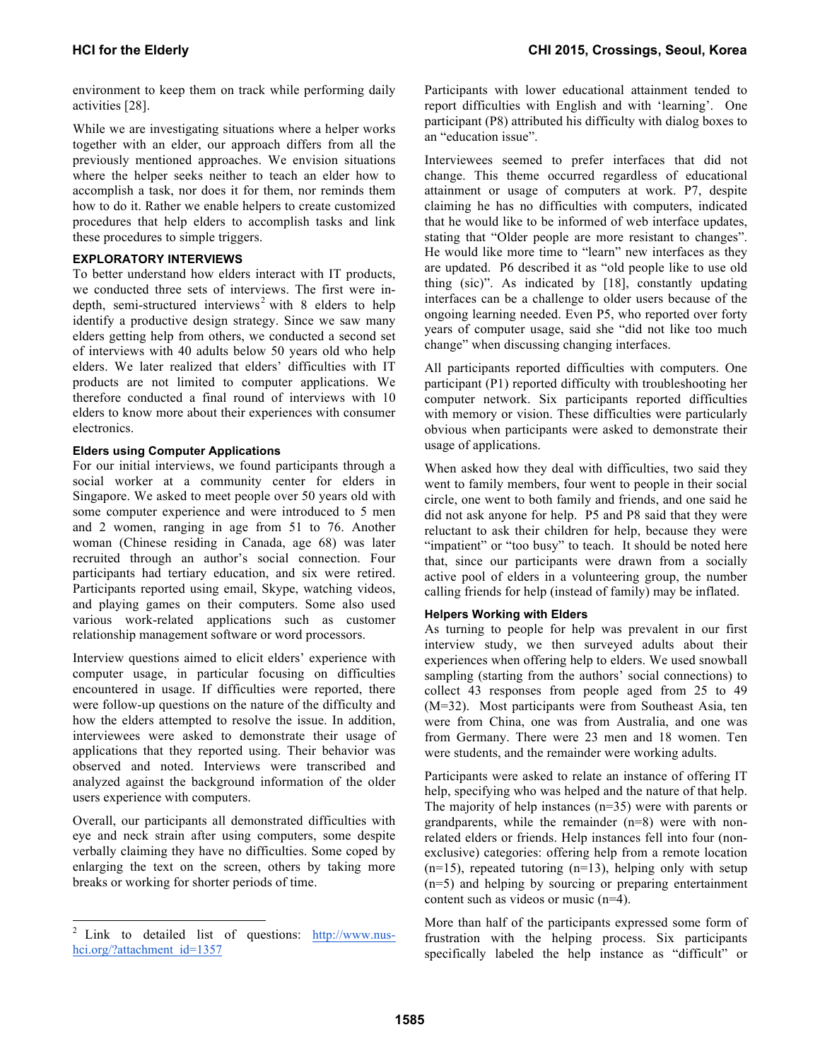environment to keep them on track while performing daily activities [28].

While we are investigating situations where a helper works together with an elder, our approach differs from all the previously mentioned approaches. We envision situations where the helper seeks neither to teach an elder how to accomplish a task, nor does it for them, nor reminds them how to do it. Rather we enable helpers to create customized procedures that help elders to accomplish tasks and link these procedures to simple triggers.

## EXPLORATORY INTERVIEWS

To better understand how elders interact with IT products, we conducted three sets of interviews. The first were in-depth, semi-structured interviews[2] with 8 elders to help identify a productive design strategy. Since we saw many elders getting help from others, we conducted a second set of interviews with 40 adults below 50 years old who help elders. We later realized that elders' difficulties with IT products are not limited to computer applications. We therefore conducted a final round of interviews with 10 elders to know more about their experiences with consumer electronics.

### Elders using Computer Applications

For our initial interviews, we found participants through a social worker at a community center for elders in Singapore. We asked to meet people over 50 years old with some computer experience and were introduced to 5 men and 2 women, ranging in age from 51 to 76. Another woman (Chinese residing in Canada, age 68) was later recruited through an author's social connection. Four participants had tertiary education, and six were retired. Participants reported using email, Skype, watching videos, and playing games on their computers. Some also used various work-related applications such as customer relationship management software or word processors.

Interview questions aimed to elicit elders' experience with computer usage, in particular focusing on difficulties encountered in usage. If difficulties were reported, there were follow-up questions on the nature of the difficulty and how the elders attempted to resolve the issue. In addition, interviewees were asked to demonstrate their usage of applications that they reported using. Their behavior was observed and noted. Interviews were transcribed and analyzed against the background information of the older users experience with computers.

Overall, our participants all demonstrated difficulties with eye and neck strain after using computers, some despite verbally claiming they have no difficulties. Some coped by enlarging the text on the screen, others by taking more breaks or working for shorter periods of time.

Participants with lower educational attainment tended to report difficulties with English and with 'learning'. One participant (P8) attributed his difficulty with dialog boxes to an "education issue".

Interviewees seemed to prefer interfaces that did not change. This theme occurred regardless of educational attainment or usage of computers at work. P7, despite claiming he has no difficulties with computers, indicated that he would like to be informed of web interface updates, stating that "Older people are more resistant to changes". He would like more time to "learn" new interfaces as they are updated. P6 described it as "old people like to use old thing (sic)". As indicated by [18], constantly updating interfaces can be a challenge to older users because of the ongoing learning needed. Even P5, who reported over forty years of computer usage, said she "did not like too much change" when discussing changing interfaces.

All participants reported difficulties with computers. One participant (P1) reported difficulty with troubleshooting her computer network. Six participants reported difficulties with memory or vision. These difficulties were particularly obvious when participants were asked to demonstrate their usage of applications.

When asked how they deal with difficulties, two said they went to family members, four went to people in their social circle, one went to both family and friends, and one said he did not ask anyone for help. P5 and P8 said that they were reluctant to ask their children for help, because they were "impatient" or "too busy" to teach. It should be noted here that, since our participants were drawn from a socially active pool of elders in a volunteering group, the number calling friends for help (instead of family) may be inflated.

### Helpers Working with Elders

As turning to people for help was prevalent in our first interview study, we then surveyed adults about their experiences when offering help to elders. We used snowball sampling (starting from the authors' social connections) to collect 43 responses from people aged from 25 to 49 (M=32). Most participants were from Southeast Asia, ten were from China, one was from Australia, and one was from Germany. There were 23 men and 18 women. Ten were students, and the remainder were working adults.

Participants were asked to relate an instance of offering IT help, specifying who was helped and the nature of that help. The majority of help instances (n=35) were with parents or grandparents, while the remainder (n=8) were with non-related elders or friends. Help instances fell into four (non-exclusive) categories: offering help from a remote location (n=15), repeated tutoring (n=13), helping only with setup (n=5) and helping by sourcing or preparing entertainment content such as videos or music (n=4).

More than half of the participants expressed some form of frustration with the helping process. Six participants specifically labeled the help instance as "difficult" or

[2] Link to detailed list of questions: http://www.nus-hci.org/?attachment_id=1357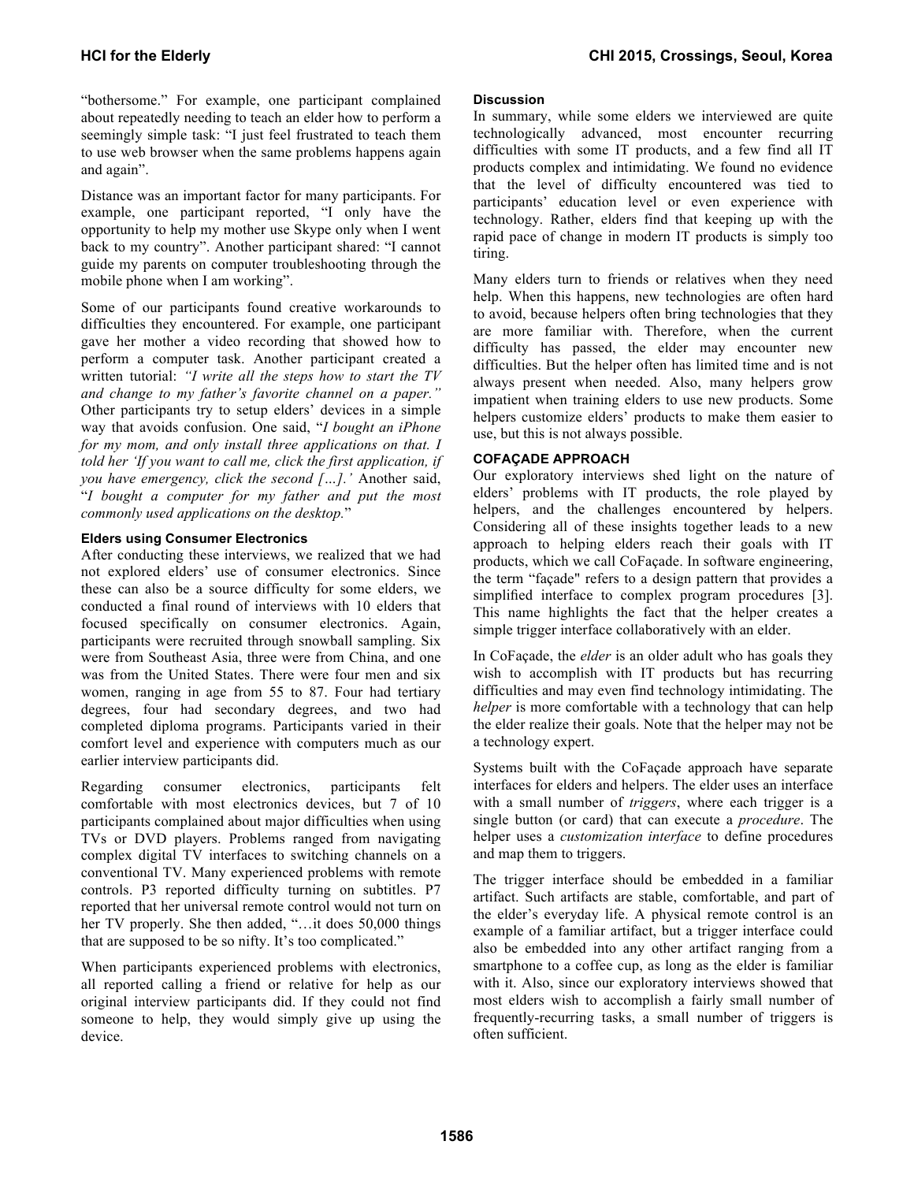"bothersome." For example, one participant complained about repeatedly needing to teach an elder how to perform a seemingly simple task: "I just feel frustrated to teach them to use web browser when the same problems happens again and again".

Distance was an important factor for many participants. For example, one participant reported, "I only have the opportunity to help my mother use Skype only when I went back to my country". Another participant shared: "I cannot guide my parents on computer troubleshooting through the mobile phone when I am working".

Some of our participants found creative workarounds to difficulties they encountered. For example, one participant gave her mother a video recording that showed how to perform a computer task. Another participant created a written tutorial: *"I write all the steps how to start the TV and change to my father's favorite channel on a paper."* Other participants try to setup elders' devices in a simple way that avoids confusion. One said, "*I bought an iPhone for my mom, and only install three applications on that. I told her 'If you want to call me, click the first application, if you have emergency, click the second […].'* Another said, "*I bought a computer for my father and put the most commonly used applications on the desktop.*"

### Elders using Consumer Electronics

After conducting these interviews, we realized that we had not explored elders' use of consumer electronics. Since these can also be a source difficulty for some elders, we conducted a final round of interviews with 10 elders that focused specifically on consumer electronics. Again, participants were recruited through snowball sampling. Six were from Southeast Asia, three were from China, and one was from the United States. There were four men and six women, ranging in age from 55 to 87. Four had tertiary degrees, four had secondary degrees, and two had completed diploma programs. Participants varied in their comfort level and experience with computers much as our earlier interview participants did.

Regarding consumer electronics, participants felt comfortable with most electronics devices, but 7 of 10 participants complained about major difficulties when using TVs or DVD players. Problems ranged from navigating complex digital TV interfaces to switching channels on a conventional TV. Many experienced problems with remote controls. P3 reported difficulty turning on subtitles. P7 reported that her universal remote control would not turn on her TV properly. She then added, "…it does 50,000 things that are supposed to be so nifty. It's too complicated."

When participants experienced problems with electronics, all reported calling a friend or relative for help as our original interview participants did. If they could not find someone to help, they would simply give up using the device.

### Discussion

In summary, while some elders we interviewed are quite technologically advanced, most encounter recurring difficulties with some IT products, and a few find all IT products complex and intimidating. We found no evidence that the level of difficulty encountered was tied to participants' education level or even experience with technology. Rather, elders find that keeping up with the rapid pace of change in modern IT products is simply too tiring.

Many elders turn to friends or relatives when they need help. When this happens, new technologies are often hard to avoid, because helpers often bring technologies that they are more familiar with. Therefore, when the current difficulty has passed, the elder may encounter new difficulties. But the helper often has limited time and is not always present when needed. Also, many helpers grow impatient when training elders to use new products. Some helpers customize elders' products to make them easier to use, but this is not always possible.

## COFAÇADE APPROACH

Our exploratory interviews shed light on the nature of elders' problems with IT products, the role played by helpers, and the challenges encountered by helpers. Considering all of these insights together leads to a new approach to helping elders reach their goals with IT products, which we call CoFaçade. In software engineering, the term "façade" refers to a design pattern that provides a simplified interface to complex program procedures [3]. This name highlights the fact that the helper creates a simple trigger interface collaboratively with an elder.

In CoFaçade, the *elder* is an older adult who has goals they wish to accomplish with IT products but has recurring difficulties and may even find technology intimidating. The *helper* is more comfortable with a technology that can help the elder realize their goals. Note that the helper may not be a technology expert.

Systems built with the CoFaçade approach have separate interfaces for elders and helpers. The elder uses an interface with a small number of *triggers*, where each trigger is a single button (or card) that can execute a *procedure*. The helper uses a *customization interface* to define procedures and map them to triggers.

The trigger interface should be embedded in a familiar artifact. Such artifacts are stable, comfortable, and part of the elder's everyday life. A physical remote control is an example of a familiar artifact, but a trigger interface could also be embedded into any other artifact ranging from a smartphone to a coffee cup, as long as the elder is familiar with it. Also, since our exploratory interviews showed that most elders wish to accomplish a fairly small number of frequently-recurring tasks, a small number of triggers is often sufficient.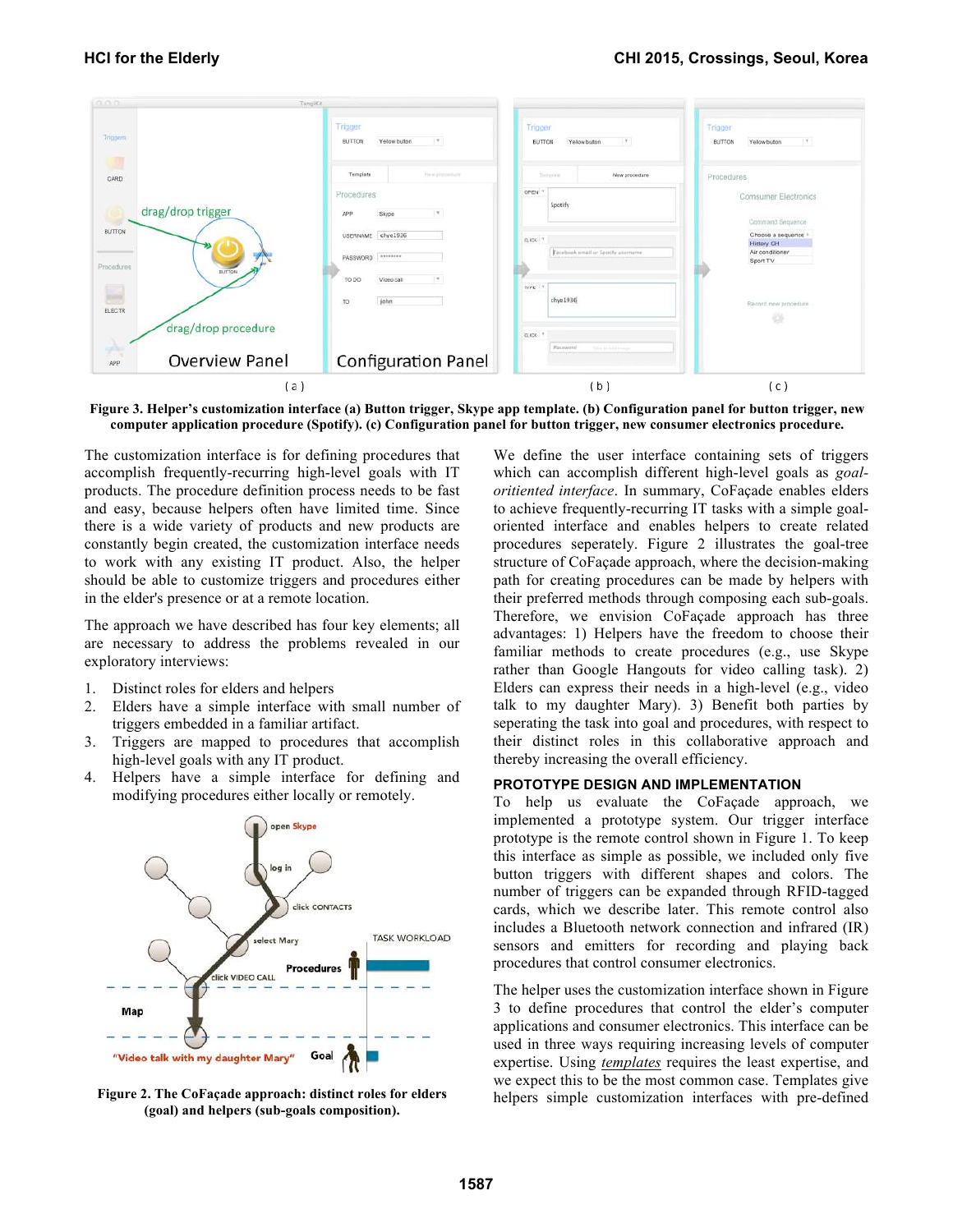Figure 3. Helper's customization interface (a) Button trigger, Skype app template. (b) Configuration panel for button trigger, new computer application procedure (Spotify). (c) Configuration panel for button trigger, new consumer electronics procedure.

The customization interface is for defining procedures that accomplish frequently-recurring high-level goals with IT products. The procedure definition process needs to be fast and easy, because helpers often have limited time. Since there is a wide variety of products and new products are constantly begin created, the customization interface needs to work with any existing IT product. Also, the helper should be able to customize triggers and procedures either in the elder's presence or at a remote location.

The approach we have described has four key elements; all are necessary to address the problems revealed in our exploratory interviews:

1. Distinct roles for elders and helpers
2. Elders have a simple interface with small number of triggers embedded in a familiar artifact.
3. Triggers are mapped to procedures that accomplish high-level goals with any IT product.
4. Helpers have a simple interface for defining and modifying procedures either locally or remotely.

Figure 2. The CoFaçade approach: distinct roles for elders (goal) and helpers (sub-goals composition).

We define the user interface containing sets of triggers which can accomplish different high-level goals as *goal-oritiented interface*. In summary, CoFaçade enables elders to achieve frequently-recurring IT tasks with a simple goal-oriented interface and enables helpers to create related procedures seperately. Figure 2 illustrates the goal-tree structure of CoFaçade approach, where the decision-making path for creating procedures can be made by helpers with their preferred methods through composing each sub-goals. Therefore, we envision CoFaçade approach has three advantages: 1) Helpers have the freedom to choose their familiar methods to create procedures (e.g., use Skype rather than Google Hangouts for video calling task). 2) Elders can express their needs in a high-level (e.g., video talk to my daughter Mary). 3) Benefit both parties by seperating the task into goal and procedures, with respect to their distinct roles in this collaborative approach and thereby increasing the overall efficiency.

## PROTOTYPE DESIGN AND IMPLEMENTATION

To help us evaluate the CoFaçade approach, we implemented a prototype system. Our trigger interface prototype is the remote control shown in Figure 1. To keep this interface as simple as possible, we included only five button triggers with different shapes and colors. The number of triggers can be expanded through RFID-tagged cards, which we describe later. This remote control also includes a Bluetooth network connection and infrared (IR) sensors and emitters for recording and playing back procedures that control consumer electronics.

The helper uses the customization interface shown in Figure 3 to define procedures that control the elder's computer applications and consumer electronics. This interface can be used in three ways requiring increasing levels of computer expertise. Using *templates* requires the least expertise, and we expect this to be the most common case. Templates give helpers simple customization interfaces with pre-defined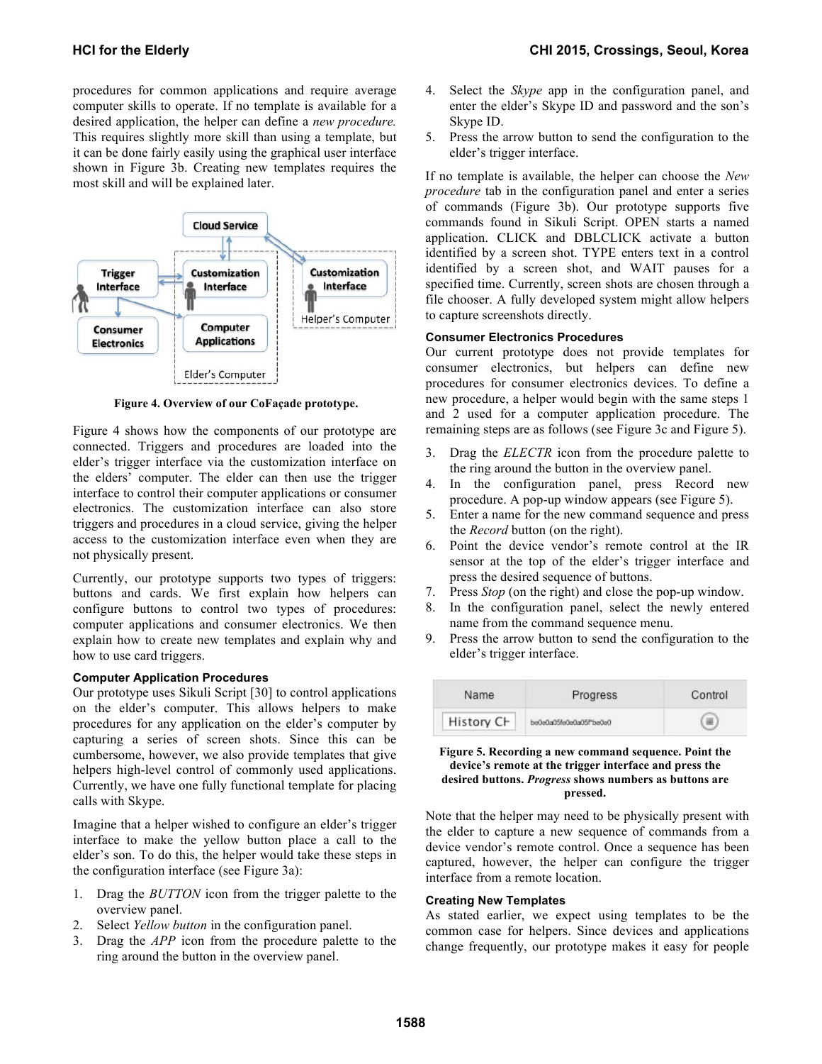procedures for common applications and require average computer skills to operate. If no template is available for a desired application, the helper can define a *new procedure.* This requires slightly more skill than using a template, but it can be done fairly easily using the graphical user interface shown in Figure 3b. Creating new templates requires the most skill and will be explained later.

**Figure 4. Overview of our CoFaçade prototype.**

Figure 4 shows how the components of our prototype are connected. Triggers and procedures are loaded into the elder's trigger interface via the customization interface on the elders' computer. The elder can then use the trigger interface to control their computer applications or consumer electronics. The customization interface can also store triggers and procedures in a cloud service, giving the helper access to the customization interface even when they are not physically present.

Currently, our prototype supports two types of triggers: buttons and cards. We first explain how helpers can configure buttons to control two types of procedures: computer applications and consumer electronics. We then explain how to create new templates and explain why and how to use card triggers.

### Computer Application Procedures

Our prototype uses Sikuli Script [30] to control applications on the elder's computer. This allows helpers to make procedures for any application on the elder's computer by capturing a series of screen shots. Since this can be cumbersome, however, we also provide templates that give helpers high-level control of commonly used applications. Currently, we have one fully functional template for placing calls with Skype.

Imagine that a helper wished to configure an elder's trigger interface to make the yellow button place a call to the elder's son. To do this, the helper would take these steps in the configuration interface (see Figure 3a):

1. Drag the *BUTTON* icon from the trigger palette to the overview panel.
2. Select *Yellow button* in the configuration panel.
3. Drag the *APP* icon from the procedure palette to the ring around the button in the overview panel.
4. Select the *Skype* app in the configuration panel, and enter the elder's Skype ID and password and the son's Skype ID.
5. Press the arrow button to send the configuration to the elder's trigger interface.

If no template is available, the helper can choose the *New procedure* tab in the configuration panel and enter a series of commands (Figure 3b). Our prototype supports five commands found in Sikuli Script. OPEN starts a named application. CLICK and DBLCLICK activate a button identified by a screen shot. TYPE enters text in a control identified by a screen shot, and WAIT pauses for a specified time. Currently, screen shots are chosen through a file chooser. A fully developed system might allow helpers to capture screenshots directly.

### Consumer Electronics Procedures

Our current prototype does not provide templates for consumer electronics, but helpers can define new procedures for consumer electronics devices. To define a new procedure, a helper would begin with the same steps 1 and 2 used for a computer application procedure. The remaining steps are as follows (see Figure 3c and Figure 5).

3. Drag the *ELECTR* icon from the procedure palette to the ring around the button in the overview panel.
4. In the configuration panel, press Record new procedure. A pop-up window appears (see Figure 5).
5. Enter a name for the new command sequence and press the *Record* button (on the right).
6. Point the device vendor's remote control at the IR sensor at the top of the elder's trigger interface and press the desired sequence of buttons.
7. Press *Stop* (on the right) and close the pop-up window.
8. In the configuration panel, select the newly entered name from the command sequence menu.
9. Press the arrow button to send the configuration to the elder's trigger interface.

| Name | Progress | Control |
|---|---|---|
| History CH | be0e0a05fe0e0a05f*be0e0 | |

**Figure 5. Recording a new command sequence. Point the device's remote at the trigger interface and press the desired buttons. *Progress* shows numbers as buttons are pressed.**

Note that the helper may need to be physically present with the elder to capture a new sequence of commands from a device vendor's remote control. Once a sequence has been captured, however, the helper can configure the trigger interface from a remote location.

### Creating New Templates

As stated earlier, we expect using templates to be the common case for helpers. Since devices and applications change frequently, our prototype makes it easy for people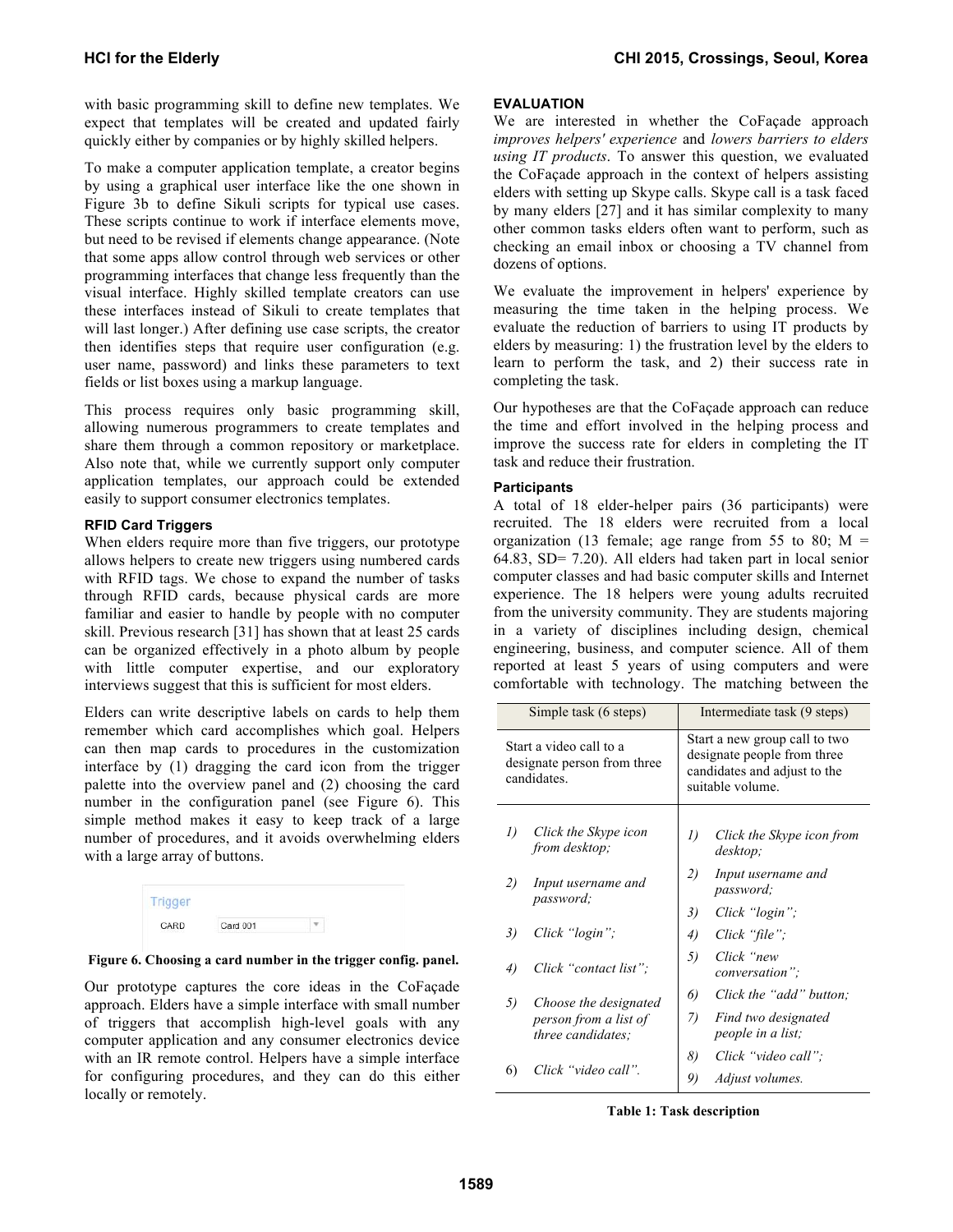with basic programming skill to define new templates. We expect that templates will be created and updated fairly quickly either by companies or by highly skilled helpers.

To make a computer application template, a creator begins by using a graphical user interface like the one shown in Figure 3b to define Sikuli scripts for typical use cases. These scripts continue to work if interface elements move, but need to be revised if elements change appearance. (Note that some apps allow control through web services or other programming interfaces that change less frequently than the visual interface. Highly skilled template creators can use these interfaces instead of Sikuli to create templates that will last longer.) After defining use case scripts, the creator then identifies steps that require user configuration (e.g. user name, password) and links these parameters to text fields or list boxes using a markup language.

This process requires only basic programming skill, allowing numerous programmers to create templates and share them through a common repository or marketplace. Also note that, while we currently support only computer application templates, our approach could be extended easily to support consumer electronics templates.

### RFID Card Triggers

When elders require more than five triggers, our prototype allows helpers to create new triggers using numbered cards with RFID tags. We chose to expand the number of tasks through RFID cards, because physical cards are more familiar and easier to handle by people with no computer skill. Previous research [31] has shown that at least 25 cards can be organized effectively in a photo album by people with little computer expertise, and our exploratory interviews suggest that this is sufficient for most elders.

Elders can write descriptive labels on cards to help them remember which card accomplishes which goal. Helpers can then map cards to procedures in the customization interface by (1) dragging the card icon from the trigger palette into the overview panel and (2) choosing the card number in the configuration panel (see Figure 6). This simple method makes it easy to keep track of a large number of procedures, and it avoids overwhelming elders with a large array of buttons.

Trigger

CARD Card 001

**Figure 6. Choosing a card number in the trigger config. panel.**

Our prototype captures the core ideas in the CoFaçade approach. Elders have a simple interface with small number of triggers that accomplish high-level goals with any computer application and any consumer electronics device with an IR remote control. Helpers have a simple interface for configuring procedures, and they can do this either locally or remotely.

## EVALUATION

We are interested in whether the CoFaçade approach *improves helpers' experience* and *lowers barriers to elders using IT products*. To answer this question, we evaluated the CoFaçade approach in the context of helpers assisting elders with setting up Skype calls. Skype call is a task faced by many elders [27] and it has similar complexity to many other common tasks elders often want to perform, such as checking an email inbox or choosing a TV channel from dozens of options.

We evaluate the improvement in helpers' experience by measuring the time taken in the helping process. We evaluate the reduction of barriers to using IT products by elders by measuring: 1) the frustration level by the elders to learn to perform the task, and 2) their success rate in completing the task.

Our hypotheses are that the CoFaçade approach can reduce the time and effort involved in the helping process and improve the success rate for elders in completing the IT task and reduce their frustration.

### Participants

A total of 18 elder-helper pairs (36 participants) were recruited. The 18 elders were recruited from a local organization (13 female; age range from 55 to 80; M = 64.83, SD= 7.20). All elders had taken part in local senior computer classes and had basic computer skills and Internet experience. The 18 helpers were young adults recruited from the university community. They are students majoring in a variety of disciplines including design, chemical engineering, business, and computer science. All of them reported at least 5 years of using computers and were comfortable with technology. The matching between the

| Simple task (6 steps) | Intermediate task (9 steps) |
|---|---|
| Start a video call to a designate person from three candidates. | Start a new group call to two designate people from three candidates and adjust to the suitable volume. |
| *1) Click the Skype icon from desktop;*<br>*2) Input username and password;*<br>*3) Click "login";*<br>*4) Click "contact list";*<br>*5) Choose the designated person from a list of three candidates;*<br>6) *Click "video call".* | *1) Click the Skype icon from desktop;*<br>*2) Input username and password;*<br>*3) Click "login";*<br>*4) Click "file";*<br>*5) Click "new conversation";*<br>*6) Click the "add" button;*<br>*7) Find two designated people in a list;*<br>*8) Click "video call";*<br>*9) Adjust volumes.* |

**Table 1: Task description**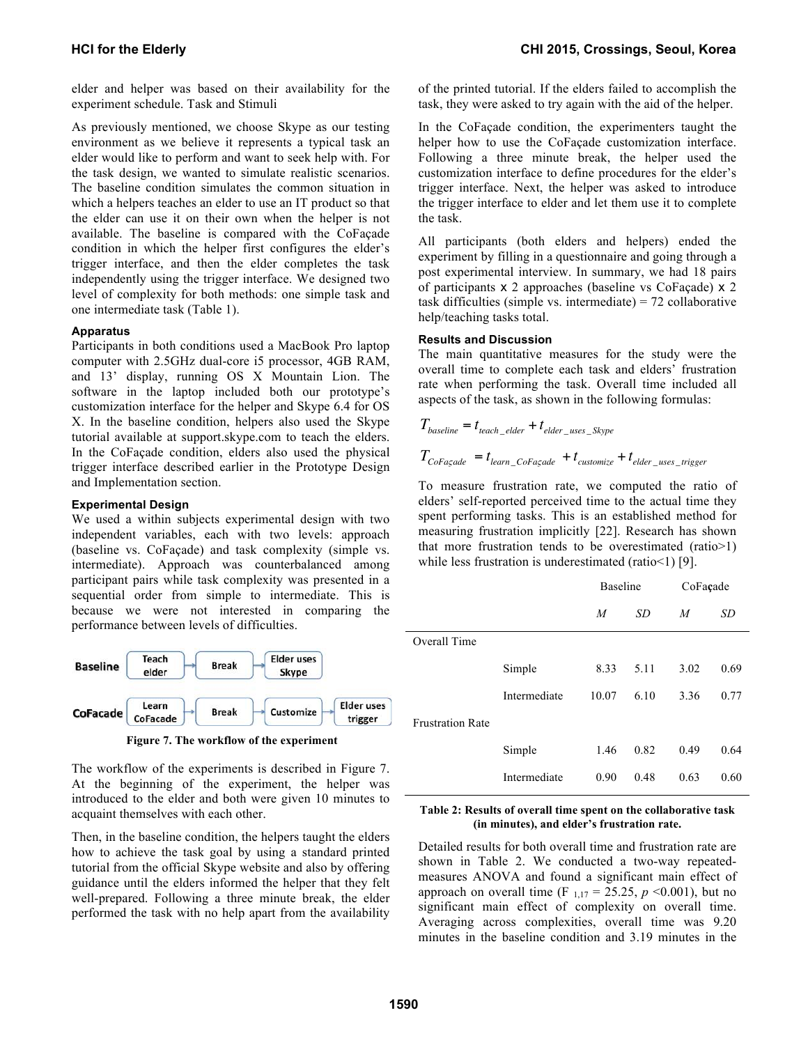elder and helper was based on their availability for the experiment schedule. Task and Stimuli

As previously mentioned, we choose Skype as our testing environment as we believe it represents a typical task an elder would like to perform and want to seek help with. For the task design, we wanted to simulate realistic scenarios. The baseline condition simulates the common situation in which a helpers teaches an elder to use an IT product so that the elder can use it on their own when the helper is not available. The baseline is compared with the CoFaçade condition in which the helper first configures the elder's trigger interface, and then the elder completes the task independently using the trigger interface. We designed two level of complexity for both methods: one simple task and one intermediate task (Table 1).

### Apparatus

Participants in both conditions used a MacBook Pro laptop computer with 2.5GHz dual-core i5 processor, 4GB RAM, and 13' display, running OS X Mountain Lion. The software in the laptop included both our prototype's customization interface for the helper and Skype 6.4 for OS X. In the baseline condition, helpers also used the Skype tutorial available at support.skype.com to teach the elders. In the CoFaçade condition, elders also used the physical trigger interface described earlier in the Prototype Design and Implementation section.

### Experimental Design

We used a within subjects experimental design with two independent variables, each with two levels: approach (baseline vs. CoFaçade) and task complexity (simple vs. intermediate). Approach was counterbalanced among participant pairs while task complexity was presented in a sequential order from simple to intermediate. This is because we were not interested in comparing the performance between levels of difficulties.

Baseline: Teach elder → Break → Elder uses Skype

CoFacade: Learn CoFacade → Break → Customize → Elder uses trigger

**Figure 7. The workflow of the experiment**

The workflow of the experiments is described in Figure 7. At the beginning of the experiment, the helper was introduced to the elder and both were given 10 minutes to acquaint themselves with each other.

Then, in the baseline condition, the helpers taught the elders how to achieve the task goal by using a standard printed tutorial from the official Skype website and also by offering guidance until the elders informed the helper that they felt well-prepared. Following a three minute break, the elder performed the task with no help apart from the availability of the printed tutorial. If the elders failed to accomplish the task, they were asked to try again with the aid of the helper.

In the CoFaçade condition, the experimenters taught the helper how to use the CoFaçade customization interface. Following a three minute break, the helper used the customization interface to define procedures for the elder's trigger interface. Next, the helper was asked to introduce the trigger interface to elder and let them use it to complete the task.

All participants (both elders and helpers) ended the experiment by filling in a questionnaire and going through a post experimental interview. In summary, we had 18 pairs of participants x 2 approaches (baseline vs CoFaçade) x 2 task difficulties (simple vs. intermediate) = 72 collaborative help/teaching tasks total.

### Results and Discussion

The main quantitative measures for the study were the overall time to complete each task and elders' frustration rate when performing the task. Overall time included all aspects of the task, as shown in the following formulas:

$$T_{baseline} = t_{teach\_elder} + t_{elder\_uses\_Skype}$$

$$T_{CoFaçade} = t_{learn\_CoFaçade} + t_{customize} + t_{elder\_uses\_trigger}$$

To measure frustration rate, we computed the ratio of elders' self-reported perceived time to the actual time they spent performing tasks. This is an established method for measuring frustration implicitly [22]. Research has shown that more frustration tends to be overestimated (ratio>1) while less frustration is underestimated (ratio<1) [9].

| | | Baseline | | CoFaçade | |
|---|---|---|---|---|---|
| | | *M* | *SD* | *M* | *SD* |
| Overall Time | | | | | |
| | Simple | 8.33 | 5.11 | 3.02 | 0.69 |
| | Intermediate | 10.07 | 6.10 | 3.36 | 0.77 |
| Frustration Rate | | | | | |
| | Simple | 1.46 | 0.82 | 0.49 | 0.64 |
| | Intermediate | 0.90 | 0.48 | 0.63 | 0.60 |

**Table 2: Results of overall time spent on the collaborative task (in minutes), and elder's frustration rate.**

Detailed results for both overall time and frustration rate are shown in Table 2. We conducted a two-way repeated-measures ANOVA and found a significant main effect of approach on overall time ($F_{1,17} = 25.25$, $p < 0.001$), but no significant main effect of complexity on overall time. Averaging across complexities, overall time was 9.20 minutes in the baseline condition and 3.19 minutes in the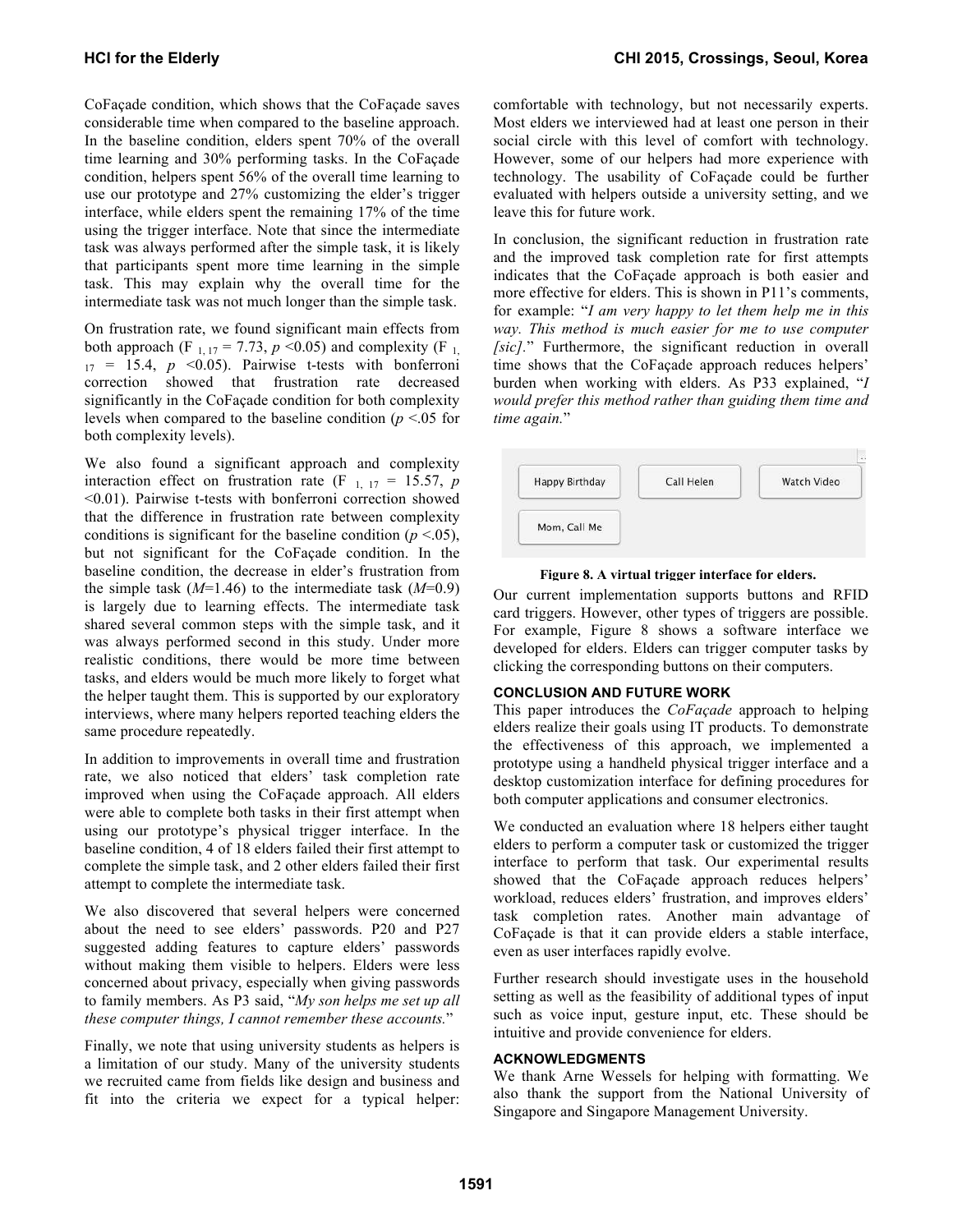CoFaçade condition, which shows that the CoFaçade saves considerable time when compared to the baseline approach. In the baseline condition, elders spent 70% of the overall time learning and 30% performing tasks. In the CoFaçade condition, helpers spent 56% of the overall time learning to use our prototype and 27% customizing the elder's trigger interface, while elders spent the remaining 17% of the time using the trigger interface. Note that since the intermediate task was always performed after the simple task, it is likely that participants spent more time learning in the simple task. This may explain why the overall time for the intermediate task was not much longer than the simple task.

On frustration rate, we found significant main effects from both approach ($F_{1,17} = 7.73$, $p < 0.05$) and complexity ($F_{1,17} = 15.4$, $p < 0.05$). Pairwise t-tests with bonferroni correction showed that frustration rate decreased significantly in the CoFaçade condition for both complexity levels when compared to the baseline condition ($p < .05$ for both complexity levels).

We also found a significant approach and complexity interaction effect on frustration rate ($F_{1,17} = 15.57$, $p < 0.01$). Pairwise t-tests with bonferroni correction showed that the difference in frustration rate between complexity conditions is significant for the baseline condition ($p < .05$), but not significant for the CoFaçade condition. In the baseline condition, the decrease in elder's frustration from the simple task ($M$=1.46) to the intermediate task ($M$=0.9) is largely due to learning effects. The intermediate task shared several common steps with the simple task, and it was always performed second in this study. Under more realistic conditions, there would be more time between tasks, and elders would be much more likely to forget what the helper taught them. This is supported by our exploratory interviews, where many helpers reported teaching elders the same procedure repeatedly.

In addition to improvements in overall time and frustration rate, we also noticed that elders' task completion rate improved when using the CoFaçade approach. All elders were able to complete both tasks in their first attempt when using our prototype's physical trigger interface. In the baseline condition, 4 of 18 elders failed their first attempt to complete the simple task, and 2 other elders failed their first attempt to complete the intermediate task.

We also discovered that several helpers were concerned about the need to see elders' passwords. P20 and P27 suggested adding features to capture elders' passwords without making them visible to helpers. Elders were less concerned about privacy, especially when giving passwords to family members. As P3 said, "*My son helps me set up all these computer things, I cannot remember these accounts.*"

Finally, we note that using university students as helpers is a limitation of our study. Many of the university students we recruited came from fields like design and business and fit into the criteria we expect for a typical helper: comfortable with technology, but not necessarily experts. Most elders we interviewed had at least one person in their social circle with this level of comfort with technology. However, some of our helpers had more experience with technology. The usability of CoFaçade could be further evaluated with helpers outside a university setting, and we leave this for future work.

In conclusion, the significant reduction in frustration rate and the improved task completion rate for first attempts indicates that the CoFaçade approach is both easier and more effective for elders. This is shown in P11's comments, for example: "*I am very happy to let them help me in this way. This method is much easier for me to use computer [sic].*" Furthermore, the significant reduction in overall time shows that the CoFaçade approach reduces helpers' burden when working with elders. As P33 explained, "*I would prefer this method rather than guiding them time and time again.*"

Happy Birthday
Call Helen
Watch Video
Mom, Call Me

**Figure 8. A virtual trigger interface for elders.**

Our current implementation supports buttons and RFID card triggers. However, other types of triggers are possible. For example, Figure 8 shows a software interface we developed for elders. Elders can trigger computer tasks by clicking the corresponding buttons on their computers.

## CONCLUSION AND FUTURE WORK

This paper introduces the *CoFaçade* approach to helping elders realize their goals using IT products. To demonstrate the effectiveness of this approach, we implemented a prototype using a handheld physical trigger interface and a desktop customization interface for defining procedures for both computer applications and consumer electronics.

We conducted an evaluation where 18 helpers either taught elders to perform a computer task or customized the trigger interface to perform that task. Our experimental results showed that the CoFaçade approach reduces helpers' workload, reduces elders' frustration, and improves elders' task completion rates. Another main advantage of CoFaçade is that it can provide elders a stable interface, even as user interfaces rapidly evolve.

Further research should investigate uses in the household setting as well as the feasibility of additional types of input such as voice input, gesture input, etc. These should be intuitive and provide convenience for elders.

## ACKNOWLEDGMENTS

We thank Arne Wessels for helping with formatting. We also thank the support from the National University of Singapore and Singapore Management University.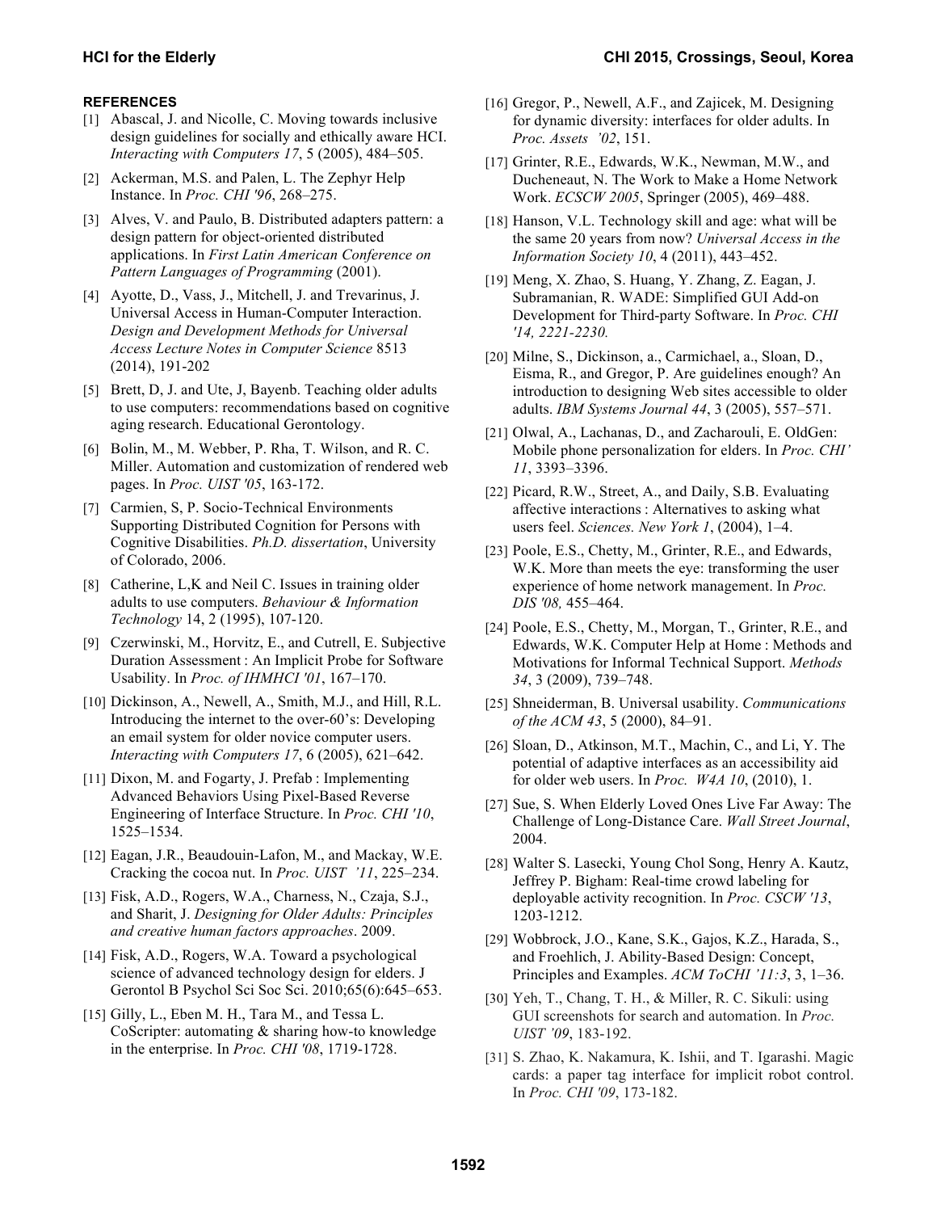## REFERENCES

[1] Abascal, J. and Nicolle, C. Moving towards inclusive design guidelines for socially and ethically aware HCI. *Interacting with Computers 17*, 5 (2005), 484–505.

[2] Ackerman, M.S. and Palen, L. The Zephyr Help Instance. In *Proc. CHI '96*, 268–275.

[3] Alves, V. and Paulo, B. Distributed adapters pattern: a design pattern for object-oriented distributed applications. In *First Latin American Conference on Pattern Languages of Programming* (2001).

[4] Ayotte, D., Vass, J., Mitchell, J. and Trevarinus, J. Universal Access in Human-Computer Interaction. *Design and Development Methods for Universal Access Lecture Notes in Computer Science* 8513 (2014), 191-202

[5] Brett, D, J. and Ute, J, Bayenb. Teaching older adults to use computers: recommendations based on cognitive aging research. Educational Gerontology.

[6] Bolin, M., M. Webber, P. Rha, T. Wilson, and R. C. Miller. Automation and customization of rendered web pages. In *Proc. UIST '05*, 163-172.

[7] Carmien, S, P. Socio-Technical Environments Supporting Distributed Cognition for Persons with Cognitive Disabilities. *Ph.D. dissertation*, University of Colorado, 2006.

[8] Catherine, L,K and Neil C. Issues in training older adults to use computers. *Behaviour & Information Technology* 14, 2 (1995), 107-120.

[9] Czerwinski, M., Horvitz, E., and Cutrell, E. Subjective Duration Assessment : An Implicit Probe for Software Usability. In *Proc. of IHMHCI '01*, 167–170.

[10] Dickinson, A., Newell, A., Smith, M.J., and Hill, R.L. Introducing the internet to the over-60's: Developing an email system for older novice computer users. *Interacting with Computers 17*, 6 (2005), 621–642.

[11] Dixon, M. and Fogarty, J. Prefab : Implementing Advanced Behaviors Using Pixel-Based Reverse Engineering of Interface Structure. In *Proc. CHI '10*, 1525–1534.

[12] Eagan, J.R., Beaudouin-Lafon, M., and Mackay, W.E. Cracking the cocoa nut. In *Proc. UIST '11*, 225–234.

[13] Fisk, A.D., Rogers, W.A., Charness, N., Czaja, S.J., and Sharit, J. *Designing for Older Adults: Principles and creative human factors approaches*. 2009.

[14] Fisk, A.D., Rogers, W.A. Toward a psychological science of advanced technology design for elders. J Gerontol B Psychol Sci Soc Sci. 2010;65(6):645–653.

[15] Gilly, L., Eben M. H., Tara M., and Tessa L. CoScripter: automating & sharing how-to knowledge in the enterprise. In *Proc. CHI '08*, 1719-1728.

[16] Gregor, P., Newell, A.F., and Zajicek, M. Designing for dynamic diversity: interfaces for older adults. In *Proc. Assets '02*, 151.

[17] Grinter, R.E., Edwards, W.K., Newman, M.W., and Ducheneaut, N. The Work to Make a Home Network Work. *ECSCW 2005*, Springer (2005), 469–488.

[18] Hanson, V.L. Technology skill and age: what will be the same 20 years from now? *Universal Access in the Information Society 10*, 4 (2011), 443–452.

[19] Meng, X. Zhao, S. Huang, Y. Zhang, Z. Eagan, J. Subramanian, R. WADE: Simplified GUI Add-on Development for Third-party Software. In *Proc. CHI '14, 2221-2230.*

[20] Milne, S., Dickinson, a., Carmichael, a., Sloan, D., Eisma, R., and Gregor, P. Are guidelines enough? An introduction to designing Web sites accessible to older adults. *IBM Systems Journal 44*, 3 (2005), 557–571.

[21] Olwal, A., Lachanas, D., and Zacharouli, E. OldGen: Mobile phone personalization for elders. In *Proc. CHI' 11*, 3393–3396.

[22] Picard, R.W., Street, A., and Daily, S.B. Evaluating affective interactions : Alternatives to asking what users feel. *Sciences. New York 1*, (2004), 1–4.

[23] Poole, E.S., Chetty, M., Grinter, R.E., and Edwards, W.K. More than meets the eye: transforming the user experience of home network management. In *Proc. DIS '08,* 455–464.

[24] Poole, E.S., Chetty, M., Morgan, T., Grinter, R.E., and Edwards, W.K. Computer Help at Home : Methods and Motivations for Informal Technical Support. *Methods 34*, 3 (2009), 739–748.

[25] Shneiderman, B. Universal usability. *Communications of the ACM 43*, 5 (2000), 84–91.

[26] Sloan, D., Atkinson, M.T., Machin, C., and Li, Y. The potential of adaptive interfaces as an accessibility aid for older web users. In *Proc. W4A 10*, (2010), 1.

[27] Sue, S. When Elderly Loved Ones Live Far Away: The Challenge of Long-Distance Care. *Wall Street Journal*, 2004.

[28] Walter S. Lasecki, Young Chol Song, Henry A. Kautz, Jeffrey P. Bigham: Real-time crowd labeling for deployable activity recognition. In *Proc. CSCW '13*, 1203-1212.

[29] Wobbrock, J.O., Kane, S.K., Gajos, K.Z., Harada, S., and Froehlich, J. Ability-Based Design: Concept, Principles and Examples. *ACM ToCHI '11:3*, 3, 1–36.

[30] Yeh, T., Chang, T. H., & Miller, R. C. Sikuli: using GUI screenshots for search and automation. In *Proc. UIST '09*, 183-192.

[31] S. Zhao, K. Nakamura, K. Ishii, and T. Igarashi. Magic cards: a paper tag interface for implicit robot control. In *Proc. CHI '09*, 173-182.